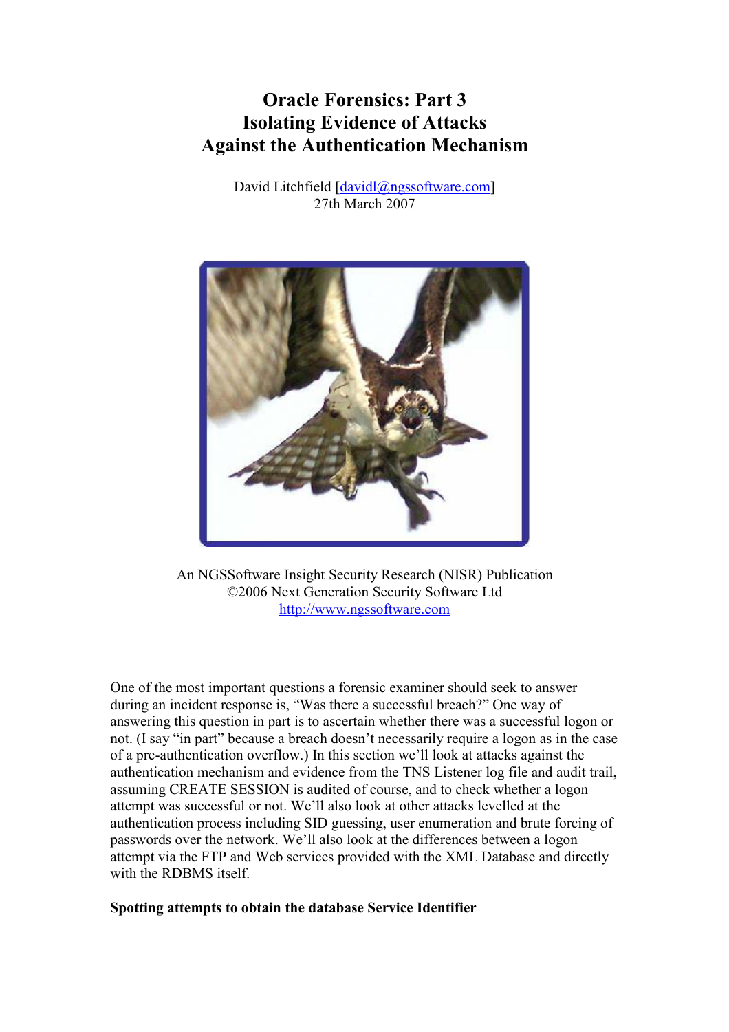# Oracle Forensics: Part 3
# Isolating Evidence of Attacks
# Against the Authentication Mechanism

David Litchfield [davidl@ngssoftware.com]
27th March 2007

An NGSSoftware Insight Security Research (NISR) Publication
©2006 Next Generation Security Software Ltd
http://www.ngssoftware.com

One of the most important questions a forensic examiner should seek to answer during an incident response is, "Was there a successful breach?" One way of answering this question in part is to ascertain whether there was a successful logon or not. (I say "in part" because a breach doesn't necessarily require a logon as in the case of a pre-authentication overflow.) In this section we'll look at attacks against the authentication mechanism and evidence from the TNS Listener log file and audit trail, assuming CREATE SESSION is audited of course, and to check whether a logon attempt was successful or not. We'll also look at other attacks levelled at the authentication process including SID guessing, user enumeration and brute forcing of passwords over the network. We'll also look at the differences between a logon attempt via the FTP and Web services provided with the XML Database and directly with the RDBMS itself.

**Spotting attempts to obtain the database Service Identifier**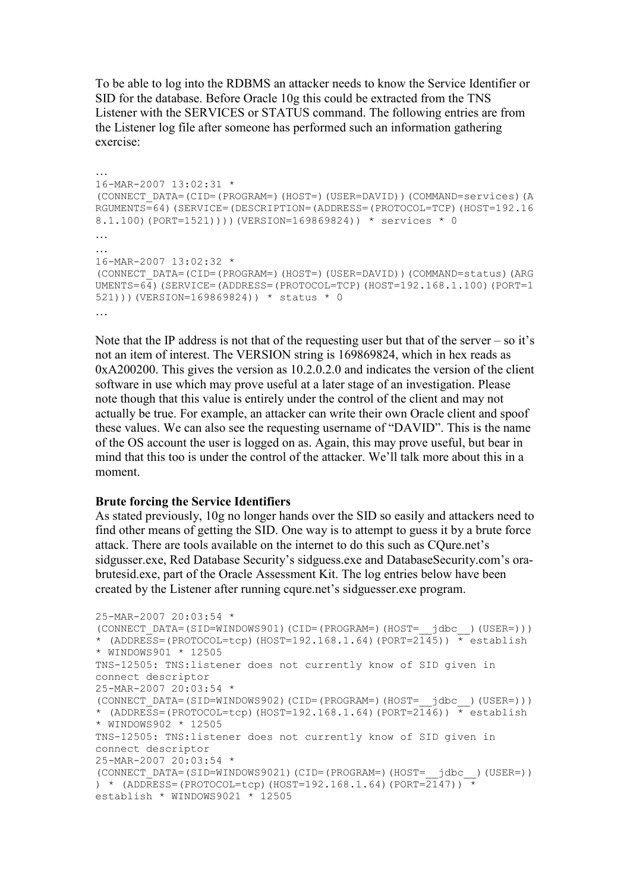To be able to log into the RDBMS an attacker needs to know the Service Identifier or SID for the database. Before Oracle 10g this could be extracted from the TNS Listener with the SERVICES or STATUS command. The following entries are from the Listener log file after someone has performed such an information gathering exercise:

```
…
16-MAR-2007 13:02:31 *
(CONNECT_DATA=(CID=(PROGRAM=)(HOST=)(USER=DAVID))(COMMAND=services)(A
RGUMENTS=64)(SERVICE=(DESCRIPTION=(ADDRESS=(PROTOCOL=TCP)(HOST=192.16
8.1.100)(PORT=1521))))(VERSION=169869824)) * services * 0
…
…
16-MAR-2007 13:02:32 *
(CONNECT_DATA=(CID=(PROGRAM=)(HOST=)(USER=DAVID))(COMMAND=status)(ARG
UMENTS=64)(SERVICE=(ADDRESS=(PROTOCOL=TCP)(HOST=192.168.1.100)(PORT=1
521)))(VERSION=169869824)) * status * 0
…
```

Note that the IP address is not that of the requesting user but that of the server – so it's not an item of interest. The VERSION string is 169869824, which in hex reads as 0xA200200. This gives the version as 10.2.0.2.0 and indicates the version of the client software in use which may prove useful at a later stage of an investigation. Please note though that this value is entirely under the control of the client and may not actually be true. For example, an attacker can write their own Oracle client and spoof these values. We can also see the requesting username of "DAVID". This is the name of the OS account the user is logged on as. Again, this may prove useful, but bear in mind that this too is under the control of the attacker. We'll talk more about this in a moment.

**Brute forcing the Service Identifiers**

As stated previously, 10g no longer hands over the SID so easily and attackers need to find other means of getting the SID. One way is to attempt to guess it by a brute force attack. There are tools available on the internet to do this such as CQure.net's sidgusser.exe, Red Database Security's sidguess.exe and DatabaseSecurity.com's ora-brutesid.exe, part of the Oracle Assessment Kit. The log entries below have been created by the Listener after running cqure.net's sidguesser.exe program.

```
25-MAR-2007 20:03:54 *
(CONNECT_DATA=(SID=WINDOWS901)(CID=(PROGRAM=)(HOST=__jdbc__)(USER=)))
* (ADDRESS=(PROTOCOL=tcp)(HOST=192.168.1.64)(PORT=2145)) * establish
* WINDOWS901 * 12505
TNS-12505: TNS:listener does not currently know of SID given in
connect descriptor
25-MAR-2007 20:03:54 *
(CONNECT_DATA=(SID=WINDOWS902)(CID=(PROGRAM=)(HOST=__jdbc__)(USER=)))
* (ADDRESS=(PROTOCOL=tcp)(HOST=192.168.1.64)(PORT=2146)) * establish
* WINDOWS902 * 12505
TNS-12505: TNS:listener does not currently know of SID given in
connect descriptor
25-MAR-2007 20:03:54 *
(CONNECT_DATA=(SID=WINDOWS9021)(CID=(PROGRAM=)(HOST=__jdbc__)(USER=))
) * (ADDRESS=(PROTOCOL=tcp)(HOST=192.168.1.64)(PORT=2147)) *
establish * WINDOWS9021 * 12505
```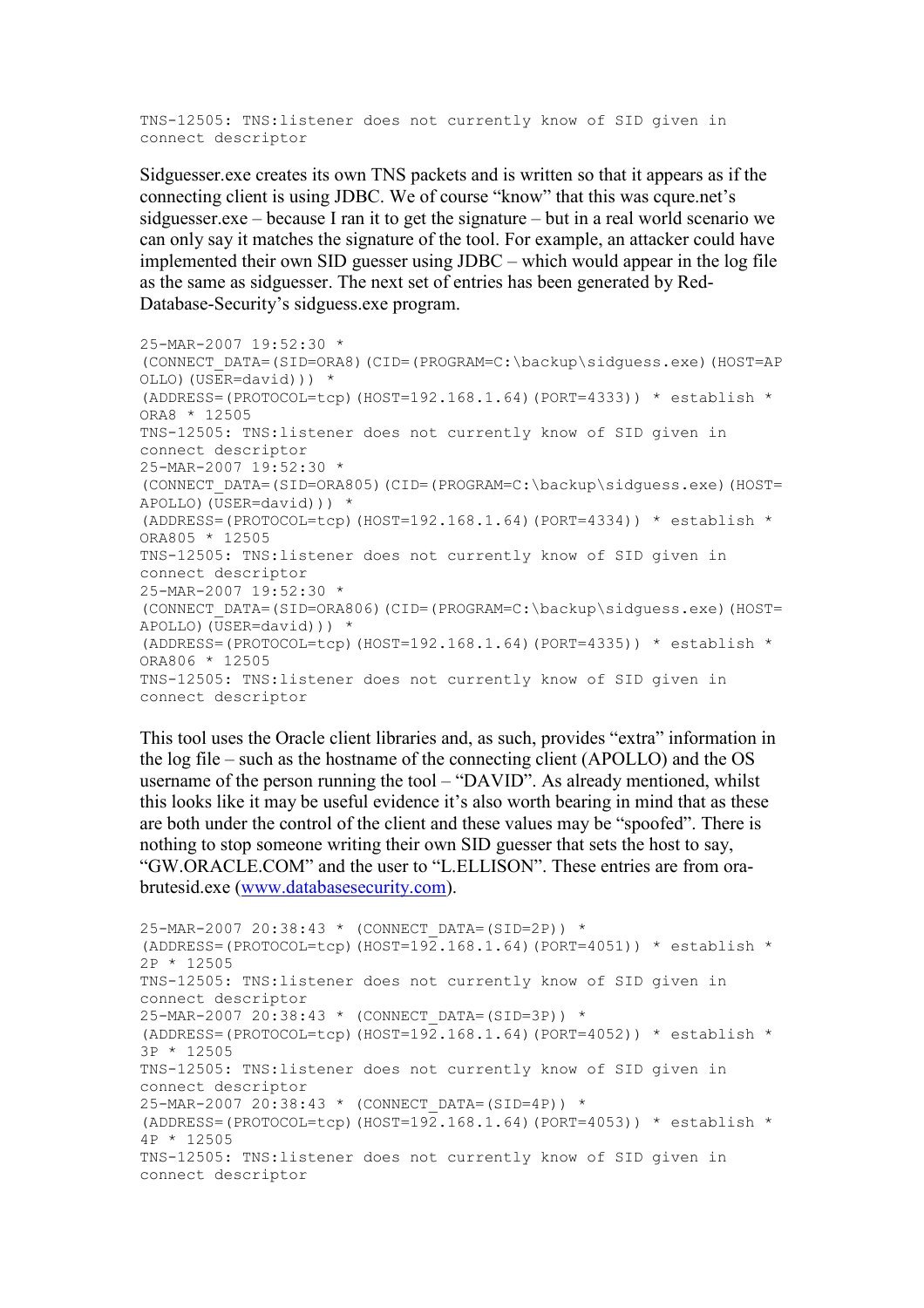```
TNS-12505: TNS:listener does not currently know of SID given in
connect descriptor
```

Sidguesser.exe creates its own TNS packets and is written so that it appears as if the connecting client is using JDBC. We of course "know" that this was cqure.net's sidguesser.exe – because I ran it to get the signature – but in a real world scenario we can only say it matches the signature of the tool. For example, an attacker could have implemented their own SID guesser using JDBC – which would appear in the log file as the same as sidguesser. The next set of entries has been generated by Red-Database-Security's sidguess.exe program.

```
25-MAR-2007 19:52:30 *
(CONNECT_DATA=(SID=ORA8)(CID=(PROGRAM=C:\backup\sidguess.exe)(HOST=AP
OLLO)(USER=david))) *
(ADDRESS=(PROTOCOL=tcp)(HOST=192.168.1.64)(PORT=4333)) * establish *
ORA8 * 12505
TNS-12505: TNS:listener does not currently know of SID given in
connect descriptor
25-MAR-2007 19:52:30 *
(CONNECT_DATA=(SID=ORA805)(CID=(PROGRAM=C:\backup\sidguess.exe)(HOST=
APOLLO)(USER=david))) *
(ADDRESS=(PROTOCOL=tcp)(HOST=192.168.1.64)(PORT=4334)) * establish *
ORA805 * 12505
TNS-12505: TNS:listener does not currently know of SID given in
connect descriptor
25-MAR-2007 19:52:30 *
(CONNECT_DATA=(SID=ORA806)(CID=(PROGRAM=C:\backup\sidguess.exe)(HOST=
APOLLO)(USER=david))) *
(ADDRESS=(PROTOCOL=tcp)(HOST=192.168.1.64)(PORT=4335)) * establish *
ORA806 * 12505
TNS-12505: TNS:listener does not currently know of SID given in
connect descriptor
```

This tool uses the Oracle client libraries and, as such, provides "extra" information in the log file – such as the hostname of the connecting client (APOLLO) and the OS username of the person running the tool – "DAVID". As already mentioned, whilst this looks like it may be useful evidence it's also worth bearing in mind that as these are both under the control of the client and these values may be "spoofed". There is nothing to stop someone writing their own SID guesser that sets the host to say, "GW.ORACLE.COM" and the user to "L.ELLISON". These entries are from ora-brutesid.exe (www.databasesecurity.com).

```
25-MAR-2007 20:38:43 * (CONNECT_DATA=(SID=2P)) *
(ADDRESS=(PROTOCOL=tcp)(HOST=192.168.1.64)(PORT=4051)) * establish *
2P * 12505
TNS-12505: TNS:listener does not currently know of SID given in
connect descriptor
25-MAR-2007 20:38:43 * (CONNECT_DATA=(SID=3P)) *
(ADDRESS=(PROTOCOL=tcp)(HOST=192.168.1.64)(PORT=4052)) * establish *
3P * 12505
TNS-12505: TNS:listener does not currently know of SID given in
connect descriptor
25-MAR-2007 20:38:43 * (CONNECT_DATA=(SID=4P)) *
(ADDRESS=(PROTOCOL=tcp)(HOST=192.168.1.64)(PORT=4053)) * establish *
4P * 12505
TNS-12505: TNS:listener does not currently know of SID given in
connect descriptor
```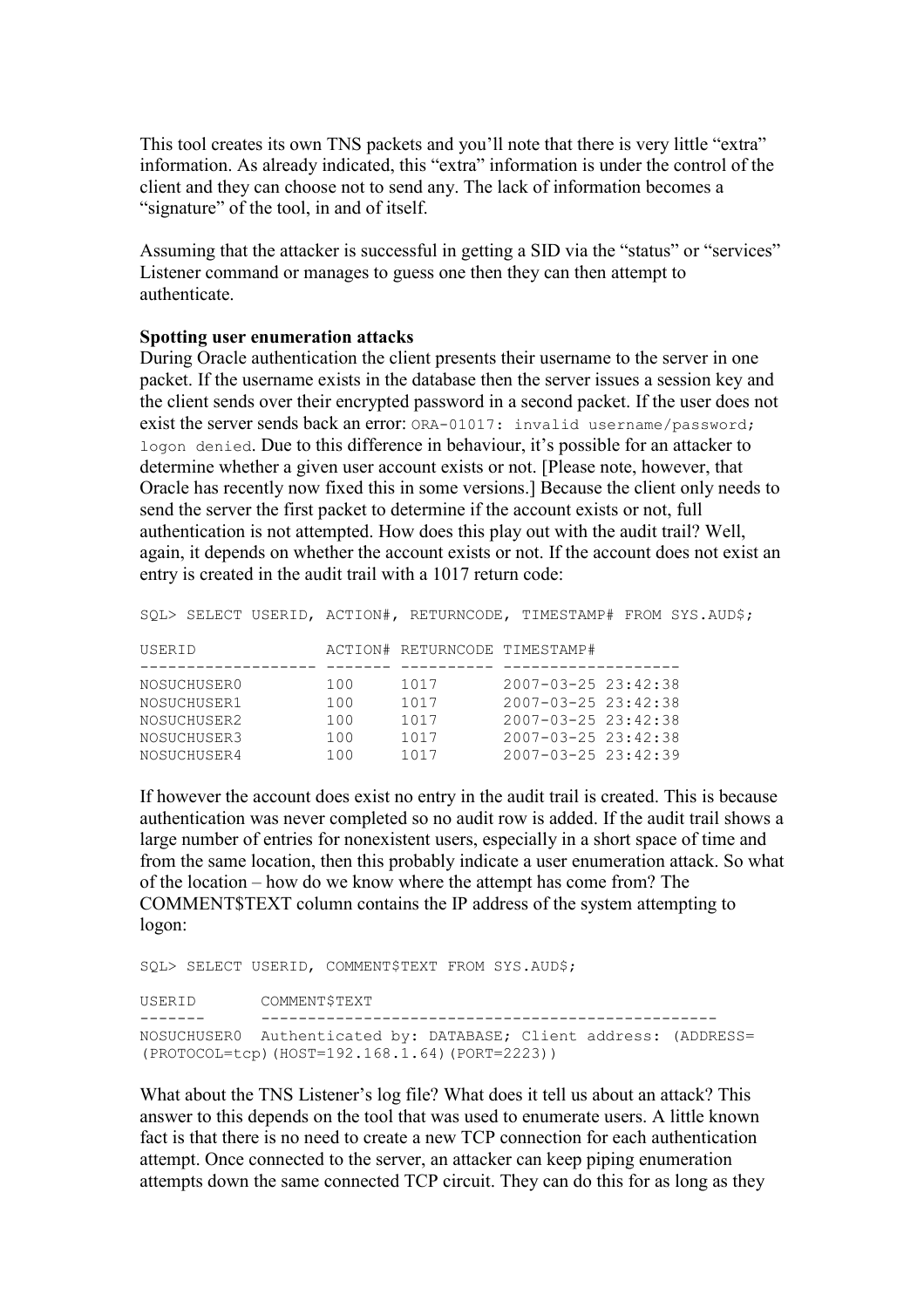This tool creates its own TNS packets and you'll note that there is very little "extra" information. As already indicated, this "extra" information is under the control of the client and they can choose not to send any. The lack of information becomes a "signature" of the tool, in and of itself.

Assuming that the attacker is successful in getting a SID via the "status" or "services" Listener command or manages to guess one then they can then attempt to authenticate.

**Spotting user enumeration attacks**

During Oracle authentication the client presents their username to the server in one packet. If the username exists in the database then the server issues a session key and the client sends over their encrypted password in a second packet. If the user does not exist the server sends back an error: `ORA-01017: invalid username/password; logon denied`. Due to this difference in behaviour, it's possible for an attacker to determine whether a given user account exists or not. [Please note, however, that Oracle has recently now fixed this in some versions.] Because the client only needs to send the server the first packet to determine if the account exists or not, full authentication is not attempted. How does this play out with the audit trail? Well, again, it depends on whether the account exists or not. If the account does not exist an entry is created in the audit trail with a 1017 return code:

```
SQL> SELECT USERID, ACTION#, RETURNCODE, TIMESTAMP# FROM SYS.AUD$;

USERID              ACTION# RETURNCODE TIMESTAMP#
------------------- ------- ---------- -------------------
NOSUCHUSER0         100     1017       2007-03-25 23:42:38
NOSUCHUSER1         100     1017       2007-03-25 23:42:38
NOSUCHUSER2         100     1017       2007-03-25 23:42:38
NOSUCHUSER3         100     1017       2007-03-25 23:42:38
NOSUCHUSER4         100     1017       2007-03-25 23:42:39
```

If however the account does exist no entry in the audit trail is created. This is because authentication was never completed so no audit row is added. If the audit trail shows a large number of entries for nonexistent users, especially in a short space of time and from the same location, then this probably indicate a user enumeration attack. So what of the location – how do we know where the attempt has come from? The COMMENT$TEXT column contains the IP address of the system attempting to logon:

```
SQL> SELECT USERID, COMMENT$TEXT FROM SYS.AUD$;

USERID       COMMENT$TEXT
-------      -------------------------------------------------
NOSUCHUSER0  Authenticated by: DATABASE; Client address: (ADDRESS=
(PROTOCOL=tcp)(HOST=192.168.1.64)(PORT=2223))
```

What about the TNS Listener's log file? What does it tell us about an attack? This answer to this depends on the tool that was used to enumerate users. A little known fact is that there is no need to create a new TCP connection for each authentication attempt. Once connected to the server, an attacker can keep piping enumeration attempts down the same connected TCP circuit. They can do this for as long as they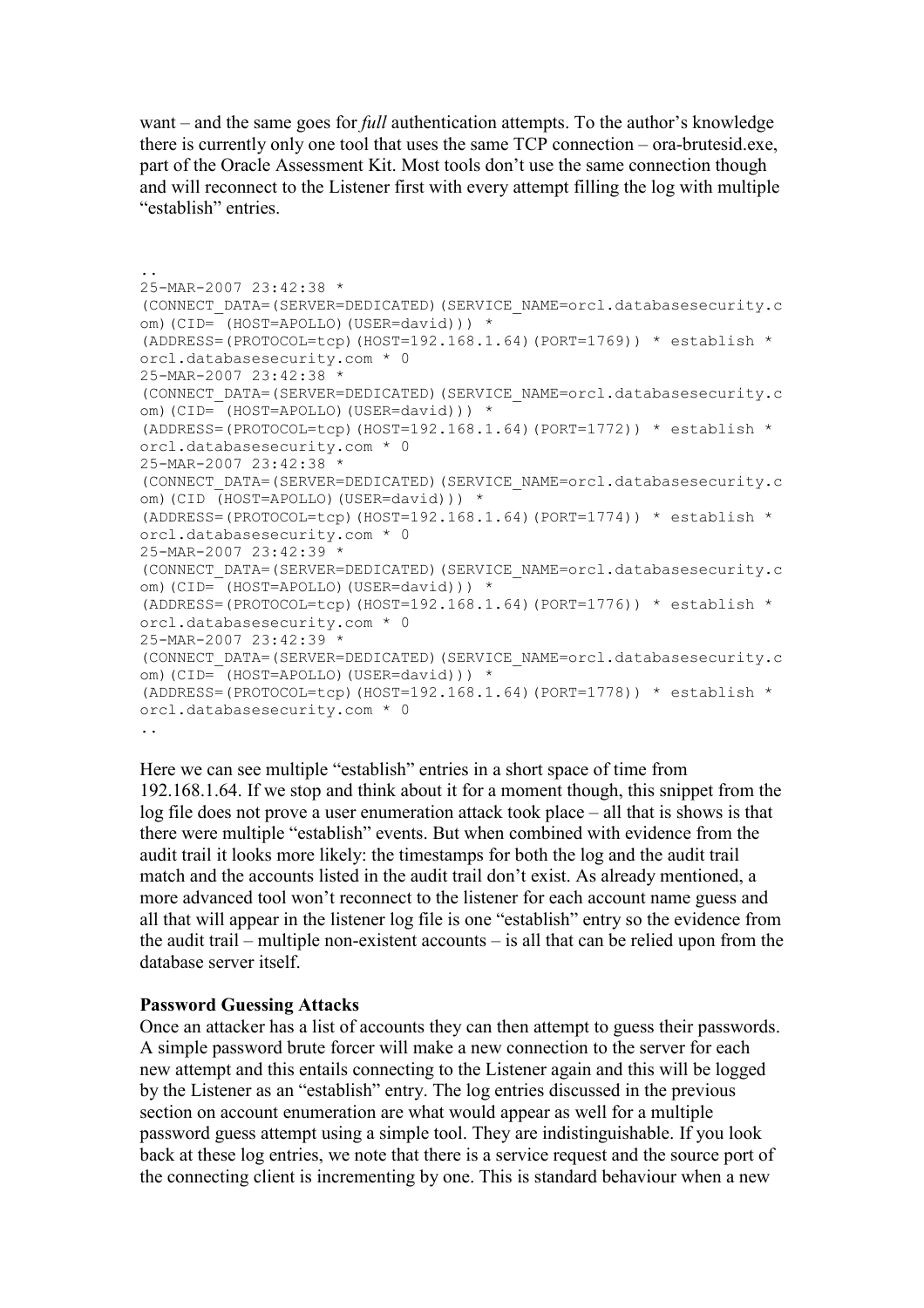want – and the same goes for *full* authentication attempts. To the author's knowledge there is currently only one tool that uses the same TCP connection – ora-brutesid.exe, part of the Oracle Assessment Kit. Most tools don't use the same connection though and will reconnect to the Listener first with every attempt filling the log with multiple "establish" entries.

```
..
25-MAR-2007 23:42:38 *
(CONNECT_DATA=(SERVER=DEDICATED)(SERVICE_NAME=orcl.databasesecurity.c
om)(CID= (HOST=APOLLO)(USER=david))) *
(ADDRESS=(PROTOCOL=tcp)(HOST=192.168.1.64)(PORT=1769)) * establish *
orcl.databasesecurity.com * 0
25-MAR-2007 23:42:38 *
(CONNECT_DATA=(SERVER=DEDICATED)(SERVICE_NAME=orcl.databasesecurity.c
om)(CID= (HOST=APOLLO)(USER=david))) *
(ADDRESS=(PROTOCOL=tcp)(HOST=192.168.1.64)(PORT=1772)) * establish *
orcl.databasesecurity.com * 0
25-MAR-2007 23:42:38 *
(CONNECT_DATA=(SERVER=DEDICATED)(SERVICE_NAME=orcl.databasesecurity.c
om)(CID (HOST=APOLLO)(USER=david))) *
(ADDRESS=(PROTOCOL=tcp)(HOST=192.168.1.64)(PORT=1774)) * establish *
orcl.databasesecurity.com * 0
25-MAR-2007 23:42:39 *
(CONNECT_DATA=(SERVER=DEDICATED)(SERVICE_NAME=orcl.databasesecurity.c
om)(CID= (HOST=APOLLO)(USER=david))) *
(ADDRESS=(PROTOCOL=tcp)(HOST=192.168.1.64)(PORT=1776)) * establish *
orcl.databasesecurity.com * 0
25-MAR-2007 23:42:39 *
(CONNECT_DATA=(SERVER=DEDICATED)(SERVICE_NAME=orcl.databasesecurity.c
om)(CID= (HOST=APOLLO)(USER=david))) *
(ADDRESS=(PROTOCOL=tcp)(HOST=192.168.1.64)(PORT=1778)) * establish *
orcl.databasesecurity.com * 0
..
```

Here we can see multiple "establish" entries in a short space of time from 192.168.1.64. If we stop and think about it for a moment though, this snippet from the log file does not prove a user enumeration attack took place – all that is shows is that there were multiple "establish" events. But when combined with evidence from the audit trail it looks more likely: the timestamps for both the log and the audit trail match and the accounts listed in the audit trail don't exist. As already mentioned, a more advanced tool won't reconnect to the listener for each account name guess and all that will appear in the listener log file is one "establish" entry so the evidence from the audit trail – multiple non-existent accounts – is all that can be relied upon from the database server itself.

**Password Guessing Attacks**

Once an attacker has a list of accounts they can then attempt to guess their passwords. A simple password brute forcer will make a new connection to the server for each new attempt and this entails connecting to the Listener again and this will be logged by the Listener as an "establish" entry. The log entries discussed in the previous section on account enumeration are what would appear as well for a multiple password guess attempt using a simple tool. They are indistinguishable. If you look back at these log entries, we note that there is a service request and the source port of the connecting client is incrementing by one. This is standard behaviour when a new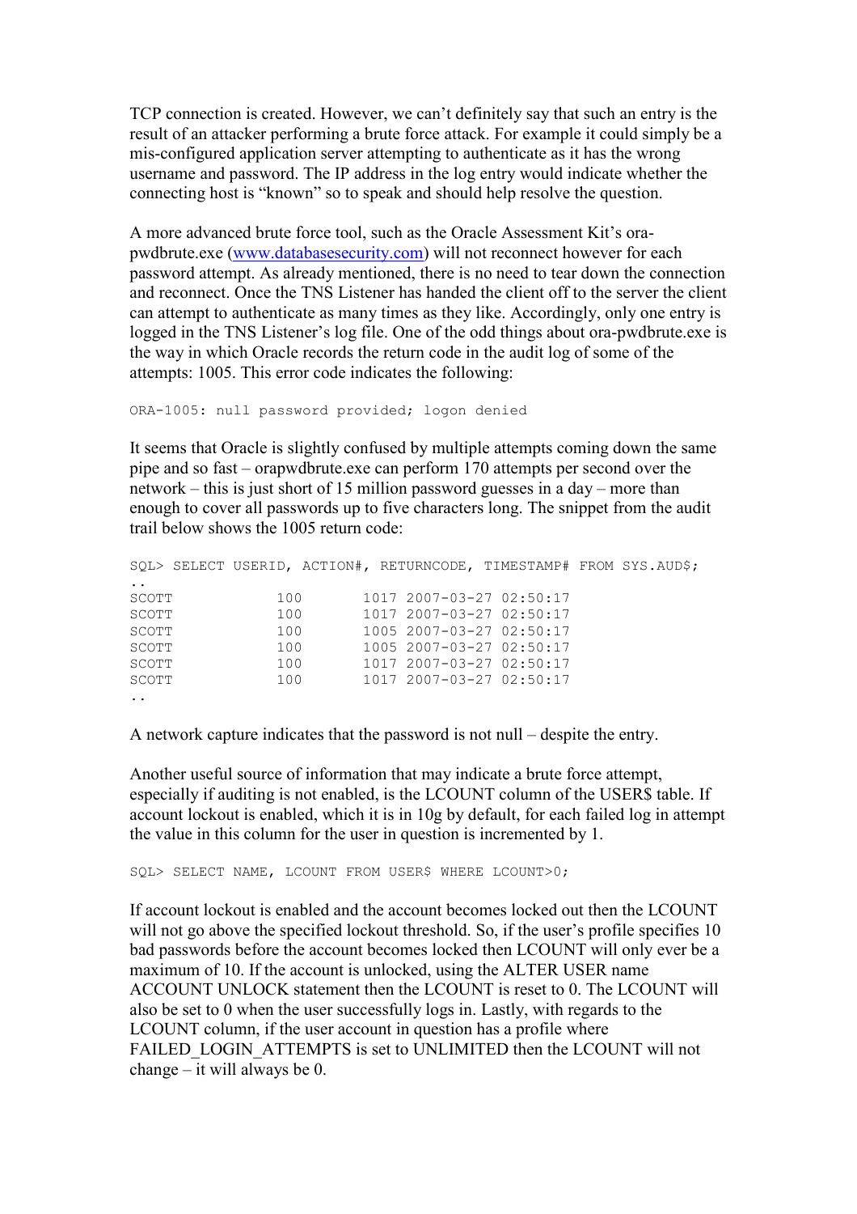TCP connection is created. However, we can't definitely say that such an entry is the result of an attacker performing a brute force attack. For example it could simply be a mis-configured application server attempting to authenticate as it has the wrong username and password. The IP address in the log entry would indicate whether the connecting host is "known" so to speak and should help resolve the question.

A more advanced brute force tool, such as the Oracle Assessment Kit's ora-pwdbrute.exe (www.databasesecurity.com) will not reconnect however for each password attempt. As already mentioned, there is no need to tear down the connection and reconnect. Once the TNS Listener has handed the client off to the server the client can attempt to authenticate as many times as they like. Accordingly, only one entry is logged in the TNS Listener's log file. One of the odd things about ora-pwdbrute.exe is the way in which Oracle records the return code in the audit log of some of the attempts: 1005. This error code indicates the following:

```
ORA-1005: null password provided; logon denied
```

It seems that Oracle is slightly confused by multiple attempts coming down the same pipe and so fast – orapwdbrute.exe can perform 170 attempts per second over the network – this is just short of 15 million password guesses in a day – more than enough to cover all passwords up to five characters long. The snippet from the audit trail below shows the 1005 return code:

```
SQL> SELECT USERID, ACTION#, RETURNCODE, TIMESTAMP# FROM SYS.AUD$;
..
SCOTT            100       1017 2007-03-27 02:50:17
SCOTT            100       1017 2007-03-27 02:50:17
SCOTT            100       1005 2007-03-27 02:50:17
SCOTT            100       1005 2007-03-27 02:50:17
SCOTT            100       1017 2007-03-27 02:50:17
SCOTT            100       1017 2007-03-27 02:50:17
..
```

A network capture indicates that the password is not null – despite the entry.

Another useful source of information that may indicate a brute force attempt, especially if auditing is not enabled, is the LCOUNT column of the USER$ table. If account lockout is enabled, which it is in 10g by default, for each failed log in attempt the value in this column for the user in question is incremented by 1.

```
SQL> SELECT NAME, LCOUNT FROM USER$ WHERE LCOUNT>0;
```

If account lockout is enabled and the account becomes locked out then the LCOUNT will not go above the specified lockout threshold. So, if the user's profile specifies 10 bad passwords before the account becomes locked then LCOUNT will only ever be a maximum of 10. If the account is unlocked, using the ALTER USER name ACCOUNT UNLOCK statement then the LCOUNT is reset to 0. The LCOUNT will also be set to 0 when the user successfully logs in. Lastly, with regards to the LCOUNT column, if the user account in question has a profile where FAILED_LOGIN_ATTEMPTS is set to UNLIMITED then the LCOUNT will not change – it will always be 0.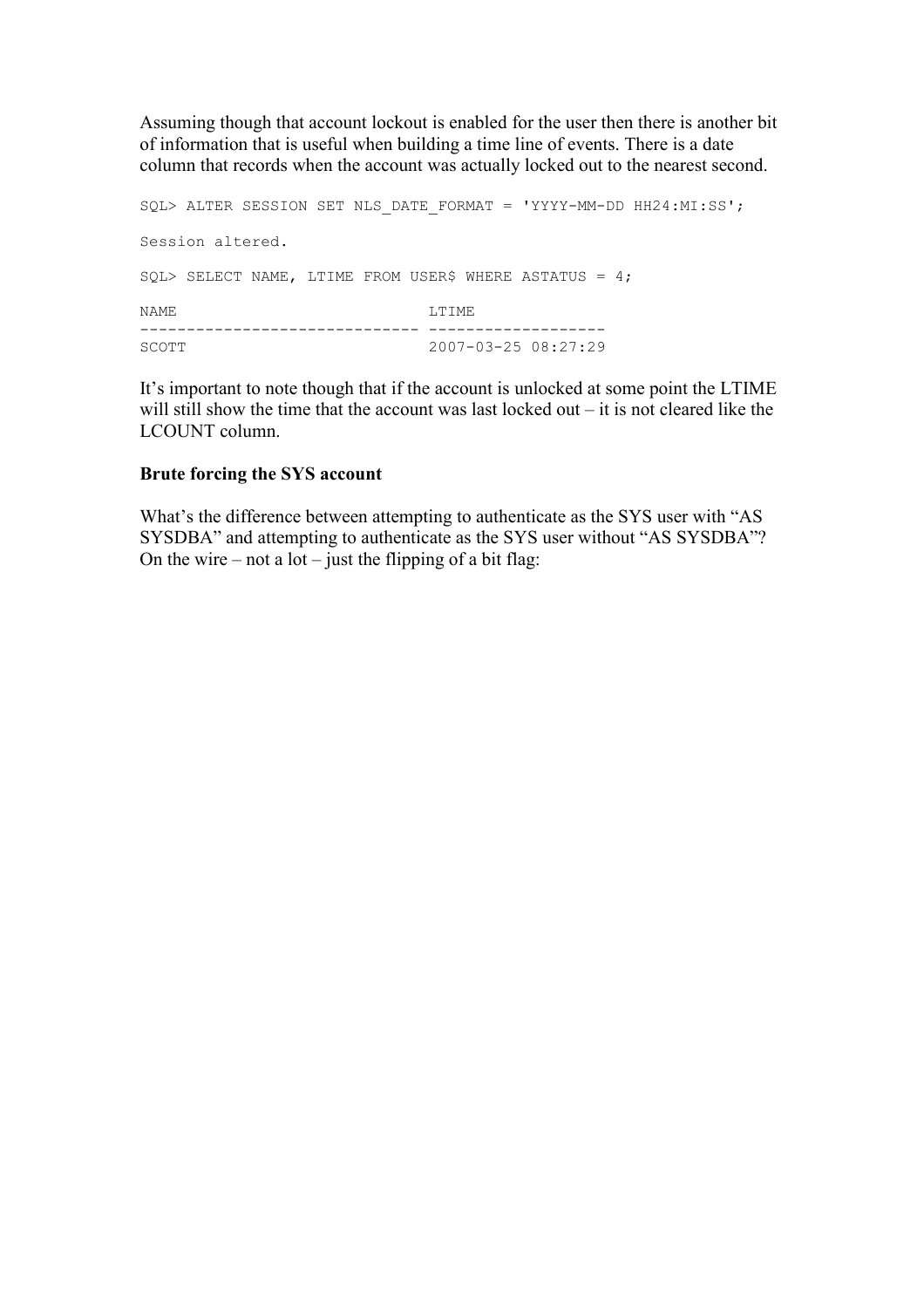Assuming though that account lockout is enabled for the user then there is another bit of information that is useful when building a time line of events. There is a date column that records when the account was actually locked out to the nearest second.

```
SQL> ALTER SESSION SET NLS_DATE_FORMAT = 'YYYY-MM-DD HH24:MI:SS';

Session altered.

SQL> SELECT NAME, LTIME FROM USER$ WHERE ASTATUS = 4;

NAME                           LTIME
------------------------------ -------------------
SCOTT                          2007-03-25 08:27:29
```

It's important to note though that if the account is unlocked at some point the LTIME will still show the time that the account was last locked out – it is not cleared like the LCOUNT column.

**Brute forcing the SYS account**

What's the difference between attempting to authenticate as the SYS user with "AS SYSDBA" and attempting to authenticate as the SYS user without "AS SYSDBA"? On the wire – not a lot – just the flipping of a bit flag: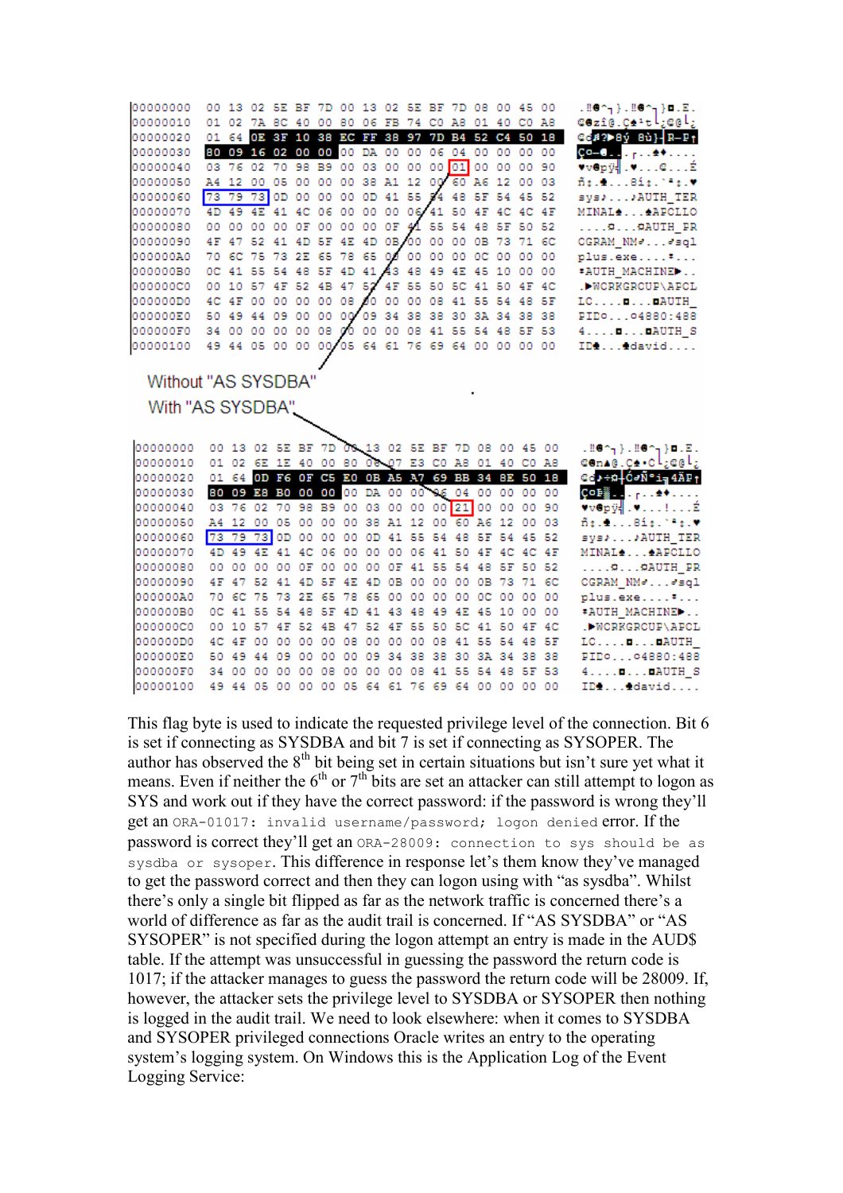```
00000000  00 13 02 5E BF 7D 00 13 02 5E BF 7D 08 00 45 00   .‼☻^┐}.‼☻^┐}◘.E.
00000010  01 02 7A 8C 40 00 80 06 FB 74 C0 A8 01 40 C0 A8   ☺☻zî@.Ç♠√t└¿☺@└¿
00000020  01 64 0E 3F 10 38 EC FF 38 97 7D B4 52 C4 50 18   ☺d♫?►8ý 8ù}┤R─P↑
00000030  80 09 16 02 00 00 00 DA 00 00 06 04 00 00 00 00   Ç○▬☻...┌..♠♦....
00000040  03 76 02 70 98 B9 00 03 00 00 00 01 00 00 00 90   ♥v☻pÿ╣.♥...☺...É
00000050  A4 12 00 05 00 00 00 38 A1 12 00 60 A6 12 00 03   ñ↕.♣...8í↕.`ª↕.♥
00000060  73 79 73 0D 00 00 00 0D 41 55 54 48 5F 54 45 52   sys♪...♪AUTH_TER
00000070  4D 49 4E 41 4C 06 00 00 00 06 41 50 4F 4C 4C 4F   MINAL♠...♠APOLLO
00000080  00 00 00 00 0F 00 00 00 0F 41 55 54 48 5F 50 52   ....☼...☼AUTH_PR
00000090  4F 47 52 41 4D 5F 4E 4D 0B 00 00 00 0B 73 71 6C   OGRAM_NM♂...♂sql
000000A0  70 6C 75 73 2E 65 78 65 00 00 00 00 0C 00 00 00   plus.exe....♀...
000000B0  0C 41 55 54 48 5F 4D 41 43 48 49 4E 45 10 00 00   ♀AUTH_MACHINE►..
000000C0  00 10 57 4F 52 4B 47 52 4F 55 50 5C 41 50 4F 4C   .►WORKGROUP\APOL
000000D0  4C 4F 00 00 00 00 08 00 00 00 08 41 55 54 48 5F   LO....◘...◘AUTH_
000000E0  50 49 44 09 00 00 00 09 34 38 38 30 3A 34 38 38   PID○...○4880:488
000000F0  34 00 00 00 00 08 00 00 00 08 41 55 54 48 5F 53   4....◘...◘AUTH_S
00000100  49 44 05 00 00 00 05 64 61 76 69 64 00 00 00 00   ID♣...♣david....
```

Without "AS SYSDBA"

With "AS SYSDBA"

```
00000000  00 13 02 5E BF 7D 00 13 02 5E BF 7D 08 00 45 00   .‼☻^┐}.‼☻^┐}◘.E.
00000010  01 02 6E 1E 40 00 80 06 07 E3 C0 A8 01 40 C0 A8   ☺☻n▲@.Ç♠•π└¿☺@└¿
00000020  01 64 0D F6 0F C5 E0 0B A5 A7 69 BB 34 8E 50 18   ☺d♪÷☼┼α♂Ñºi╗4ÄP↑
00000030  80 09 E8 B0 00 00 00 DA 00 00 06 04 00 00 00 00   Ç○Φ░...┌..♠♦....
00000040  03 76 02 70 98 B9 00 03 00 00 00 21 00 00 00 90   ♥v☻pÿ╣.♥...!...É
00000050  A4 12 00 05 00 00 00 38 A1 12 00 60 A6 12 00 03   ñ↕.♣...8í↕.`ª↕.♥
00000060  73 79 73 0D 00 00 00 0D 41 55 54 48 5F 54 45 52   sys♪...♪AUTH_TER
00000070  4D 49 4E 41 4C 06 00 00 00 06 41 50 4F 4C 4C 4F   MINAL♠...♠APOLLO
00000080  00 00 00 00 0F 00 00 00 0F 41 55 54 48 5F 50 52   ....☼...☼AUTH_PR
00000090  4F 47 52 41 4D 5F 4E 4D 0B 00 00 00 0B 73 71 6C   OGRAM_NM♂...♂sql
000000A0  70 6C 75 73 2E 65 78 65 00 00 00 00 0C 00 00 00   plus.exe....♀...
000000B0  0C 41 55 54 48 5F 4D 41 43 48 49 4E 45 10 00 00   ♀AUTH_MACHINE►..
000000C0  00 10 57 4F 52 4B 47 52 4F 55 50 5C 41 50 4F 4C   .►WORKGROUP\APOL
000000D0  4C 4F 00 00 00 00 08 00 00 00 08 41 55 54 48 5F   LO....◘...◘AUTH_
000000E0  50 49 44 09 00 00 00 09 34 38 38 30 3A 34 38 38   PID○...○4880:488
000000F0  34 00 00 00 00 08 00 00 00 08 41 55 54 48 5F 53   4....◘...◘AUTH_S
00000100  49 44 05 00 00 00 05 64 61 76 69 64 00 00 00 00   ID♣...♣david....
```

This flag byte is used to indicate the requested privilege level of the connection. Bit 6 is set if connecting as SYSDBA and bit 7 is set if connecting as SYSOPER. The author has observed the 8th bit being set in certain situations but isn't sure yet what it means. Even if neither the 6th or 7th bits are set an attacker can still attempt to logon as SYS and work out if they have the correct password: if the password is wrong they'll get an `ORA-01017: invalid username/password; logon denied` error. If the password is correct they'll get an `ORA-28009: connection to sys should be as sysdba or sysoper`. This difference in response let's them know they've managed to get the password correct and then they can logon using with "as sysdba". Whilst there's only a single bit flipped as far as the network traffic is concerned there's a world of difference as far as the audit trail is concerned. If "AS SYSDBA" or "AS SYSOPER" is not specified during the logon attempt an entry is made in the AUD$ table. If the attempt was unsuccessful in guessing the password the return code is 1017; if the attacker manages to guess the password the return code will be 28009. If, however, the attacker sets the privilege level to SYSDBA or SYSOPER then nothing is logged in the audit trail. We need to look elsewhere: when it comes to SYSDBA and SYSOPER privileged connections Oracle writes an entry to the operating system's logging system. On Windows this is the Application Log of the Event Logging Service: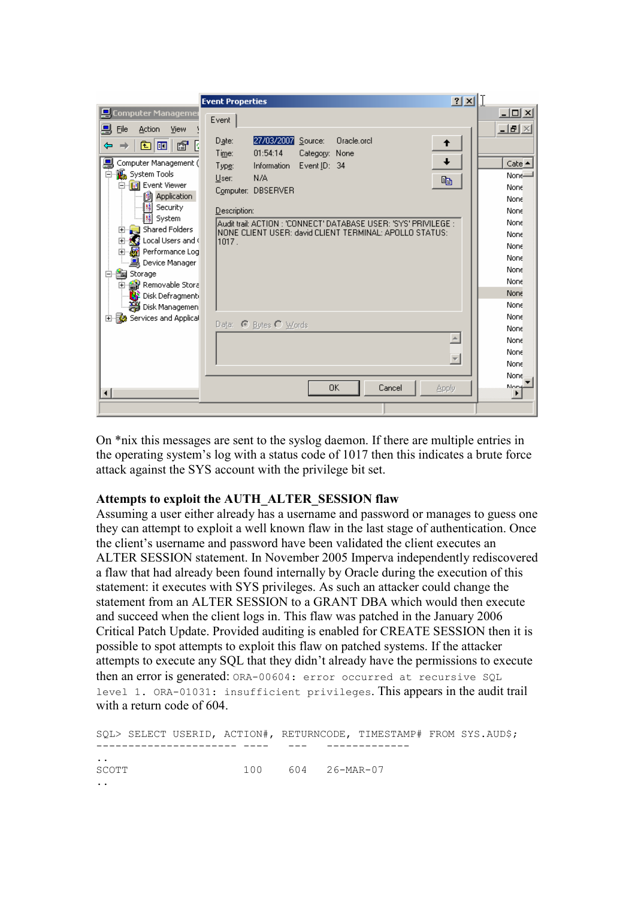On *nix this messages are sent to the syslog daemon. If there are multiple entries in the operating system's log with a status code of 1017 then this indicates a brute force attack against the SYS account with the privilege bit set.

**Attempts to exploit the AUTH_ALTER_SESSION flaw**

Assuming a user either already has a username and password or manages to guess one they can attempt to exploit a well known flaw in the last stage of authentication. Once the client's username and password have been validated the client executes an ALTER SESSION statement. In November 2005 Imperva independently rediscovered a flaw that had already been found internally by Oracle during the execution of this statement: it executes with SYS privileges. As such an attacker could change the statement from an ALTER SESSION to a GRANT DBA which would then execute and succeed when the client logs in. This flaw was patched in the January 2006 Critical Patch Update. Provided auditing is enabled for CREATE SESSION then it is possible to spot attempts to exploit this flaw on patched systems. If the attacker attempts to execute any SQL that they didn't already have the permissions to execute then an error is generated: `ORA-00604: error occurred at recursive SQL level 1. ORA-01031: insufficient privileges`. This appears in the audit trail with a return code of 604.

```
SQL> SELECT USERID, ACTION#, RETURNCODE, TIMESTAMP# FROM SYS.AUD$;
---------------------- ----   ---   -------------
..
SCOTT                   100    604    26-MAR-07
..
```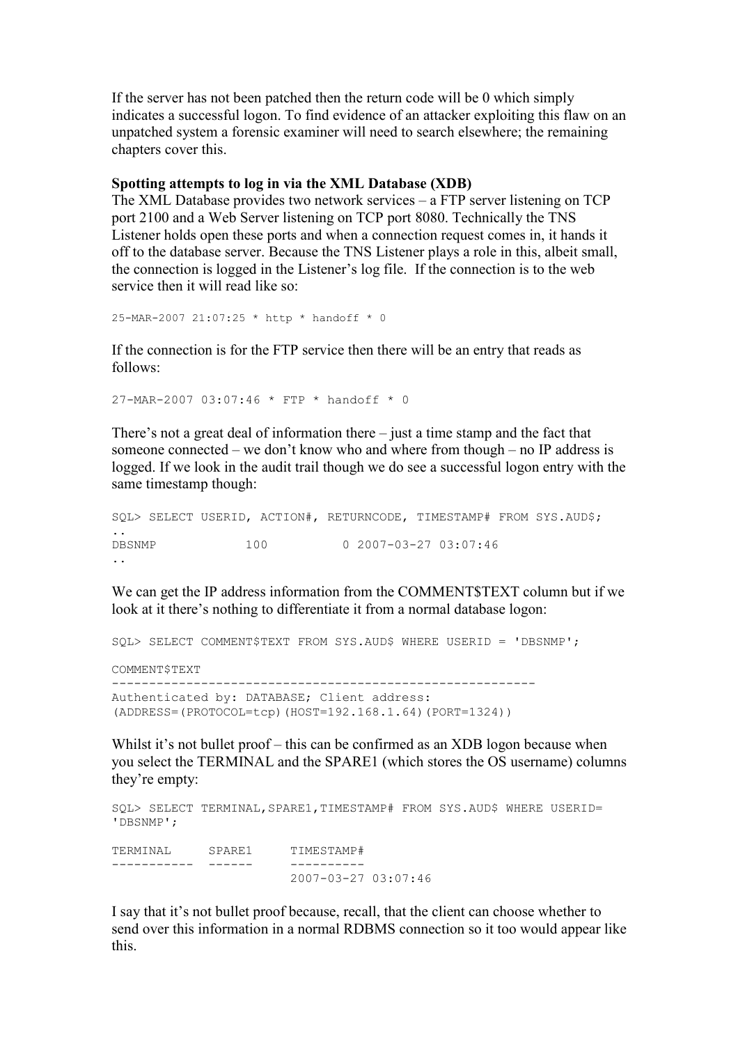If the server has not been patched then the return code will be 0 which simply indicates a successful logon. To find evidence of an attacker exploiting this flaw on an unpatched system a forensic examiner will need to search elsewhere; the remaining chapters cover this.

**Spotting attempts to log in via the XML Database (XDB)**

The XML Database provides two network services – a FTP server listening on TCP port 2100 and a Web Server listening on TCP port 8080. Technically the TNS Listener holds open these ports and when a connection request comes in, it hands it off to the database server. Because the TNS Listener plays a role in this, albeit small, the connection is logged in the Listener's log file. If the connection is to the web service then it will read like so:

```
25-MAR-2007 21:07:25 * http * handoff * 0
```

If the connection is for the FTP service then there will be an entry that reads as follows:

```
27-MAR-2007 03:07:46 * FTP * handoff * 0
```

There's not a great deal of information there – just a time stamp and the fact that someone connected – we don't know who and where from though – no IP address is logged. If we look in the audit trail though we do see a successful logon entry with the same timestamp though:

```
SQL> SELECT USERID, ACTION#, RETURNCODE, TIMESTAMP# FROM SYS.AUD$;
..
DBSNMP            100          0 2007-03-27 03:07:46
..
```

We can get the IP address information from the COMMENT$TEXT column but if we look at it there's nothing to differentiate it from a normal database logon:

```
SQL> SELECT COMMENT$TEXT FROM SYS.AUD$ WHERE USERID = 'DBSNMP';

COMMENT$TEXT
---------------------------------------------------------
Authenticated by: DATABASE; Client address:
(ADDRESS=(PROTOCOL=tcp)(HOST=192.168.1.64)(PORT=1324))
```

Whilst it's not bullet proof – this can be confirmed as an XDB logon because when you select the TERMINAL and the SPARE1 (which stores the OS username) columns they're empty:

```
SQL> SELECT TERMINAL,SPARE1,TIMESTAMP# FROM SYS.AUD$ WHERE USERID=
'DBSNMP';

TERMINAL     SPARE1     TIMESTAMP#
-----------  ------     ----------
                        2007-03-27 03:07:46
```

I say that it's not bullet proof because, recall, that the client can choose whether to send over this information in a normal RDBMS connection so it too would appear like this.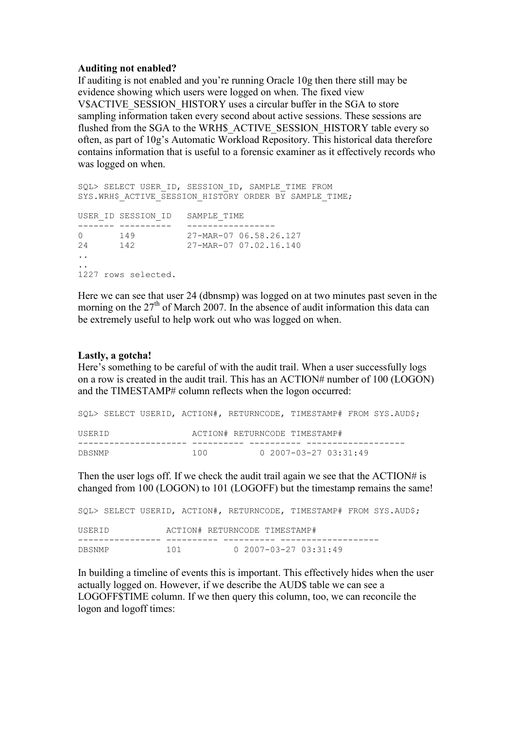**Auditing not enabled?**

If auditing is not enabled and you're running Oracle 10g then there still may be evidence showing which users were logged on when. The fixed view V$ACTIVE_SESSION_HISTORY uses a circular buffer in the SGA to store sampling information taken every second about active sessions. These sessions are flushed from the SGA to the WRH$_ACTIVE_SESSION_HISTORY table every so often, as part of 10g's Automatic Workload Repository. This historical data therefore contains information that is useful to a forensic examiner as it effectively records who was logged on when.

```
SQL> SELECT USER_ID, SESSION_ID, SAMPLE_TIME FROM
SYS.WRH$_ACTIVE_SESSION_HISTORY ORDER BY SAMPLE_TIME;

USER_ID SESSION_ID   SAMPLE_TIME
------- ----------   -----------------
0       149          27-MAR-07 06.58.26.127
24      142          27-MAR-07 07.02.16.140
..
..
1227 rows selected.
```

Here we can see that user 24 (dbnsmp) was logged on at two minutes past seven in the morning on the 27th of March 2007. In the absence of audit information this data can be extremely useful to help work out who was logged on when.

**Lastly, a gotcha!**

Here's something to be careful of with the audit trail. When a user successfully logs on a row is created in the audit trail. This has an ACTION# number of 100 (LOGON) and the TIMESTAMP# column reflects when the logon occurred:

```
SQL> SELECT USERID, ACTION#, RETURNCODE, TIMESTAMP# FROM SYS.AUD$;

USERID                ACTION# RETURNCODE TIMESTAMP#
--------------------- ---------- ---------- -------------------
DBSNMP                100          0 2007-03-27 03:31:49
```

Then the user logs off. If we check the audit trail again we see that the ACTION# is changed from 100 (LOGON) to 101 (LOGOFF) but the timestamp remains the same!

```
SQL> SELECT USERID, ACTION#, RETURNCODE, TIMESTAMP# FROM SYS.AUD$;

USERID           ACTION# RETURNCODE TIMESTAMP#
---------------- ---------- ---------- -------------------
DBSNMP           101          0 2007-03-27 03:31:49
```

In building a timeline of events this is important. This effectively hides when the user actually logged on. However, if we describe the AUD$ table we can see a LOGOFF$TIME column. If we then query this column, too, we can reconcile the logon and logoff times: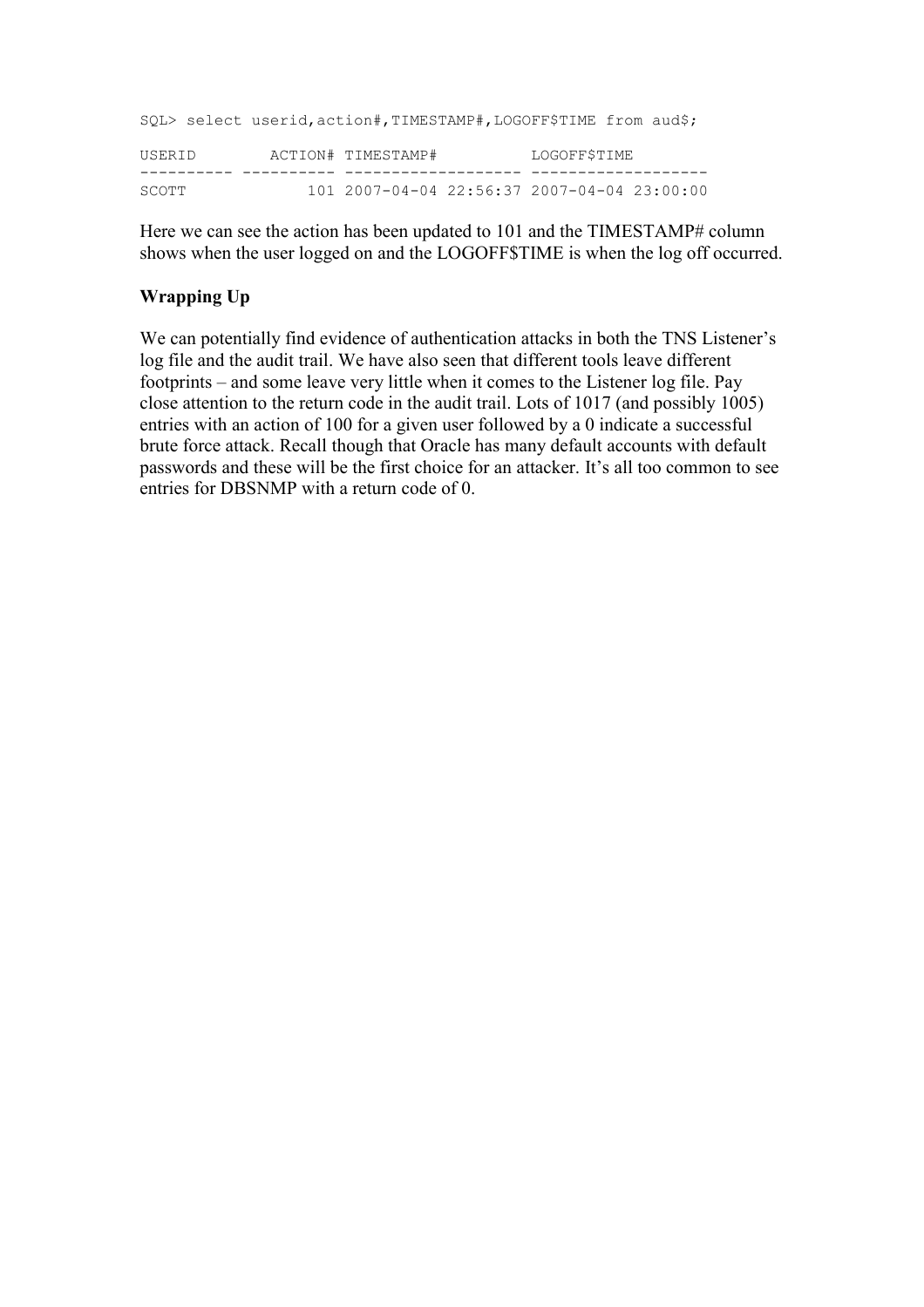```
SQL> select userid,action#,TIMESTAMP#,LOGOFF$TIME from aud$;

USERID        ACTION# TIMESTAMP#          LOGOFF$TIME
---------- ---------- ------------------- -------------------
SCOTT             101 2007-04-04 22:56:37 2007-04-04 23:00:00
```

Here we can see the action has been updated to 101 and the TIMESTAMP# column shows when the user logged on and the LOGOFF$TIME is when the log off occurred.

**Wrapping Up**

We can potentially find evidence of authentication attacks in both the TNS Listener's log file and the audit trail. We have also seen that different tools leave different footprints – and some leave very little when it comes to the Listener log file. Pay close attention to the return code in the audit trail. Lots of 1017 (and possibly 1005) entries with an action of 100 for a given user followed by a 0 indicate a successful brute force attack. Recall though that Oracle has many default accounts with default passwords and these will be the first choice for an attacker. It's all too common to see entries for DBSNMP with a return code of 0.